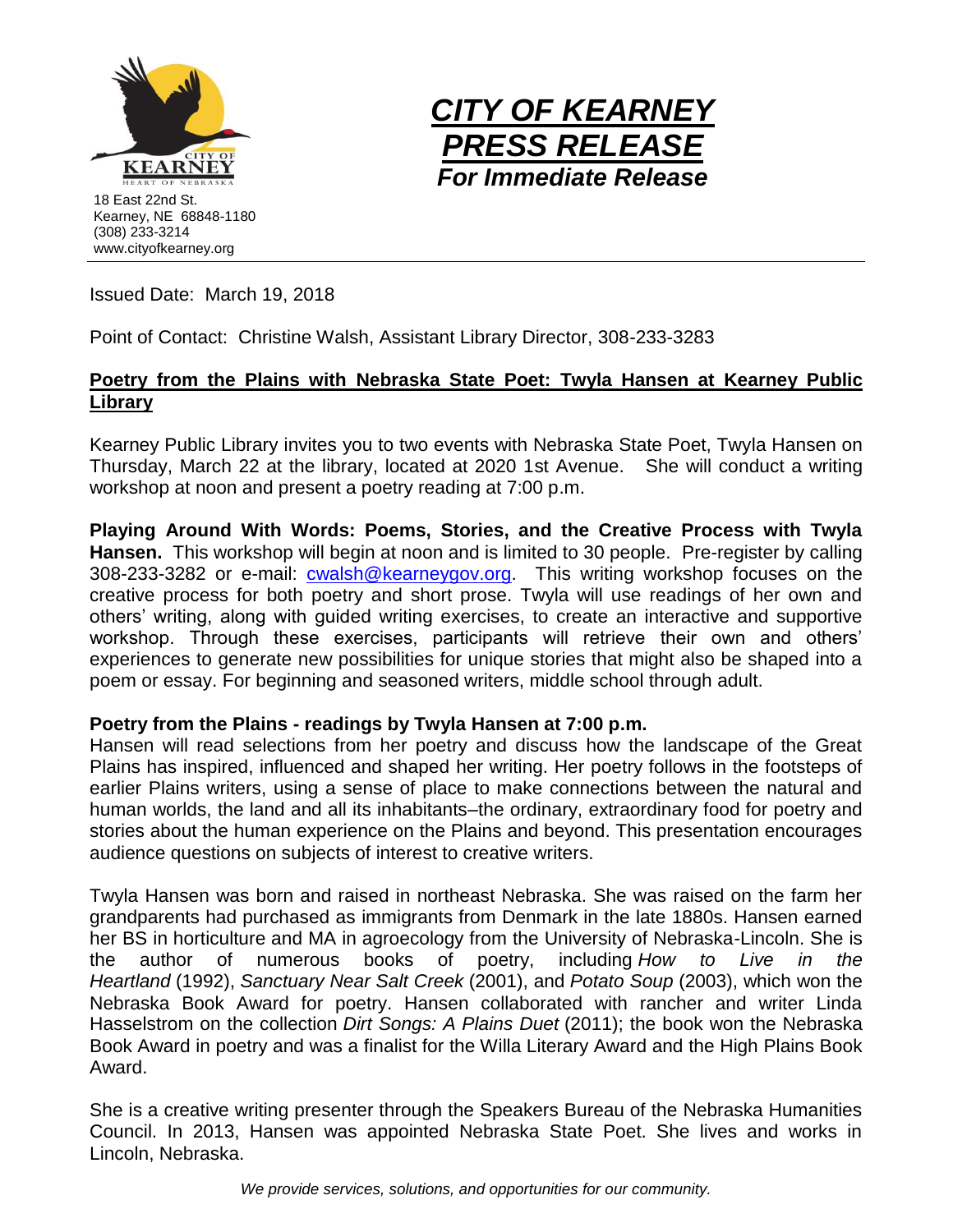18 East 22nd St.
Kearney, NE 68848-1180
(308) 233-3214
www.cityofkearney.org

# *CITY OF KEARNEY PRESS RELEASE*

***For Immediate Release***

Issued Date: March 19, 2018

Point of Contact: Christine Walsh, Assistant Library Director, 308-233-3283

## Poetry from the Plains with Nebraska State Poet: Twyla Hansen at Kearney Public Library

Kearney Public Library invites you to two events with Nebraska State Poet, Twyla Hansen on Thursday, March 22 at the library, located at 2020 1st Avenue. She will conduct a writing workshop at noon and present a poetry reading at 7:00 p.m.

**Playing Around With Words: Poems, Stories, and the Creative Process with Twyla Hansen.** This workshop will begin at noon and is limited to 30 people. Pre-register by calling 308-233-3282 or e-mail: cwalsh@kearneygov.org. This writing workshop focuses on the creative process for both poetry and short prose. Twyla will use readings of her own and others' writing, along with guided writing exercises, to create an interactive and supportive workshop. Through these exercises, participants will retrieve their own and others' experiences to generate new possibilities for unique stories that might also be shaped into a poem or essay. For beginning and seasoned writers, middle school through adult.

**Poetry from the Plains - readings by Twyla Hansen at 7:00 p.m.**

Hansen will read selections from her poetry and discuss how the landscape of the Great Plains has inspired, influenced and shaped her writing. Her poetry follows in the footsteps of earlier Plains writers, using a sense of place to make connections between the natural and human worlds, the land and all its inhabitants–the ordinary, extraordinary food for poetry and stories about the human experience on the Plains and beyond. This presentation encourages audience questions on subjects of interest to creative writers.

Twyla Hansen was born and raised in northeast Nebraska. She was raised on the farm her grandparents had purchased as immigrants from Denmark in the late 1880s. Hansen earned her BS in horticulture and MA in agroecology from the University of Nebraska-Lincoln. She is the author of numerous books of poetry, including *How to Live in the Heartland* (1992), *Sanctuary Near Salt Creek* (2001), and *Potato Soup* (2003), which won the Nebraska Book Award for poetry. Hansen collaborated with rancher and writer Linda Hasselstrom on the collection *Dirt Songs: A Plains Duet* (2011); the book won the Nebraska Book Award in poetry and was a finalist for the Willa Literary Award and the High Plains Book Award.

She is a creative writing presenter through the Speakers Bureau of the Nebraska Humanities Council. In 2013, Hansen was appointed Nebraska State Poet. She lives and works in Lincoln, Nebraska.

*We provide services, solutions, and opportunities for our community.*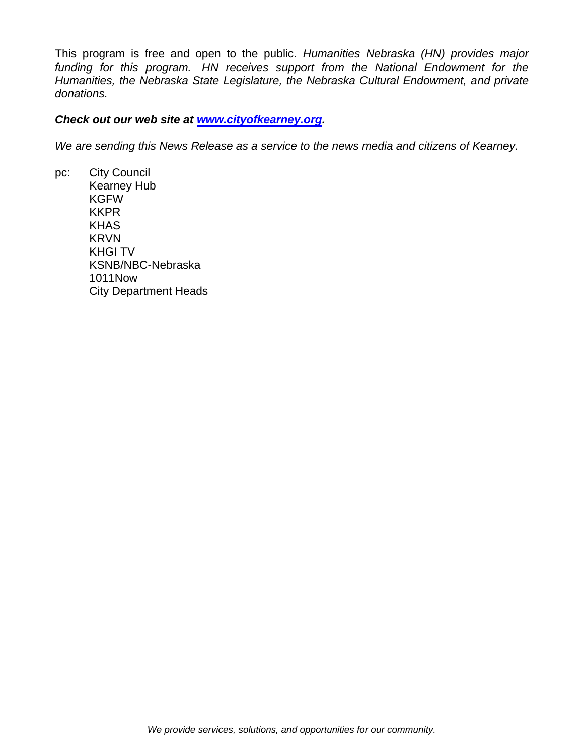This program is free and open to the public. *Humanities Nebraska (HN) provides major funding for this program. HN receives support from the National Endowment for the Humanities, the Nebraska State Legislature, the Nebraska Cultural Endowment, and private donations.*

***Check out our web site at [www.cityofkearney.org](http://www.cityofkearney.org).***

*We are sending this News Release as a service to the news media and citizens of Kearney.*

pc: City Council
Kearney Hub
KGFW
KKPR
KHAS
KRVN
KHGI TV
KSNB/NBC-Nebraska
1011Now
City Department Heads

*We provide services, solutions, and opportunities for our community.*